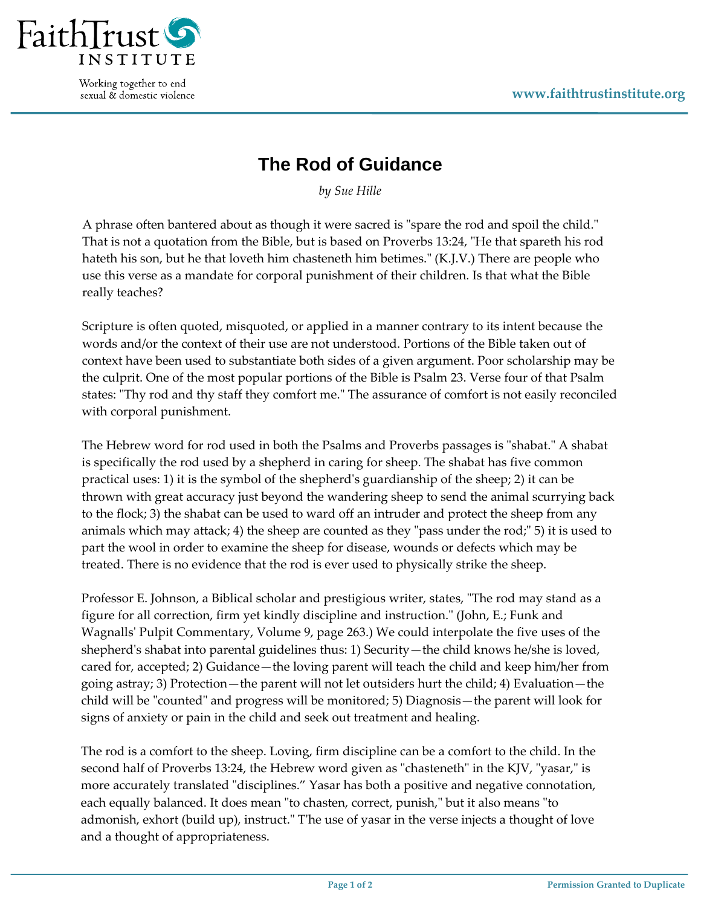# The Rod of Guidance

*by Sue Hille*

A phrase often bantered about as though it were sacred is "spare the rod and spoil the child." That is not a quotation from the Bible, but is based on Proverbs 13:24, "He that spareth his rod hateth his son, but he that loveth him chasteneth him betimes." (K.J.V.) There are people who use this verse as a mandate for corporal punishment of their children. Is that what the Bible really teaches?

Scripture is often quoted, misquoted, or applied in a manner contrary to its intent because the words and/or the context of their use are not understood. Portions of the Bible taken out of context have been used to substantiate both sides of a given argument. Poor scholarship may be the culprit. One of the most popular portions of the Bible is Psalm 23. Verse four of that Psalm states: "Thy rod and thy staff they comfort me." The assurance of comfort is not easily reconciled with corporal punishment.

The Hebrew word for rod used in both the Psalms and Proverbs passages is "shabat." A shabat is specifically the rod used by a shepherd in caring for sheep. The shabat has five common practical uses: 1) it is the symbol of the shepherd's guardianship of the sheep; 2) it can be thrown with great accuracy just beyond the wandering sheep to send the animal scurrying back to the flock; 3) the shabat can be used to ward off an intruder and protect the sheep from any animals which may attack; 4) the sheep are counted as they "pass under the rod;" 5) it is used to part the wool in order to examine the sheep for disease, wounds or defects which may be treated. There is no evidence that the rod is ever used to physically strike the sheep.

Professor E. Johnson, a Biblical scholar and prestigious writer, states, "The rod may stand as a figure for all correction, firm yet kindly discipline and instruction." (John, E.; Funk and Wagnalls' Pulpit Commentary, Volume 9, page 263.) We could interpolate the five uses of the shepherd's shabat into parental guidelines thus: 1) Security—the child knows he/she is loved, cared for, accepted; 2) Guidance—the loving parent will teach the child and keep him/her from going astray; 3) Protection—the parent will not let outsiders hurt the child; 4) Evaluation—the child will be "counted" and progress will be monitored; 5) Diagnosis—the parent will look for signs of anxiety or pain in the child and seek out treatment and healing.

The rod is a comfort to the sheep. Loving, firm discipline can be a comfort to the child. In the second half of Proverbs 13:24, the Hebrew word given as "chasteneth" in the KJV, "yasar," is more accurately translated "disciplines." Yasar has both a positive and negative connotation, each equally balanced. It does mean "to chasten, correct, punish," but it also means "to admonish, exhort (build up), instruct." The use of yasar in the verse injects a thought of love and a thought of appropriateness.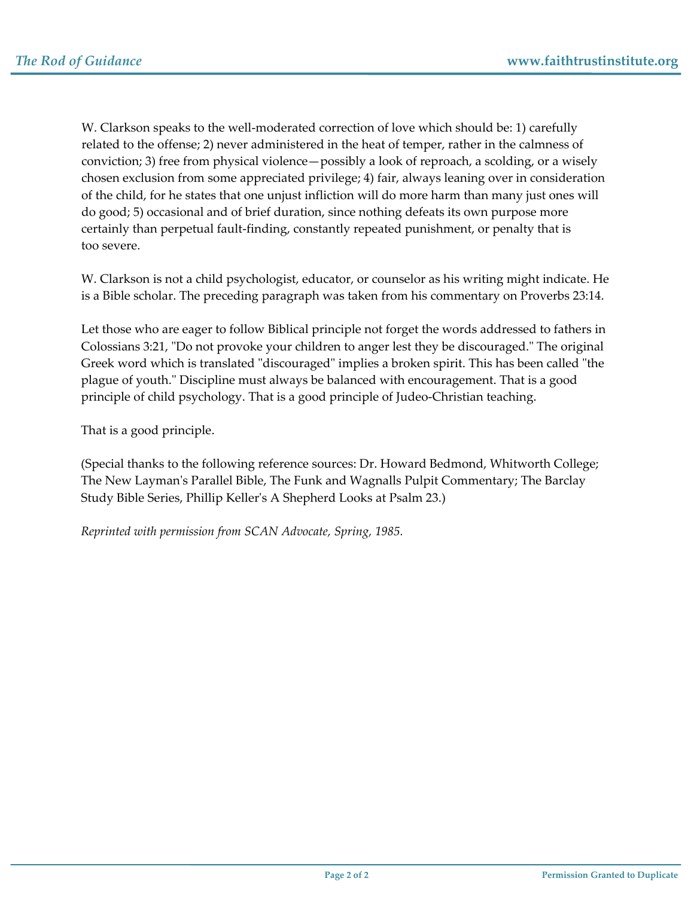W. Clarkson speaks to the well-moderated correction of love which should be: 1) carefully related to the offense; 2) never administered in the heat of temper, rather in the calmness of conviction; 3) free from physical violence—possibly a look of reproach, a scolding, or a wisely chosen exclusion from some appreciated privilege; 4) fair, always leaning over in consideration of the child, for he states that one unjust infliction will do more harm than many just ones will do good; 5) occasional and of brief duration, since nothing defeats its own purpose more certainly than perpetual fault-finding, constantly repeated punishment, or penalty that is too severe.

W. Clarkson is not a child psychologist, educator, or counselor as his writing might indicate. He is a Bible scholar. The preceding paragraph was taken from his commentary on Proverbs 23:14.

Let those who are eager to follow Biblical principle not forget the words addressed to fathers in Colossians 3:21, "Do not provoke your children to anger lest they be discouraged." The original Greek word which is translated "discouraged" implies a broken spirit. This has been called "the plague of youth." Discipline must always be balanced with encouragement. That is a good principle of child psychology. That is a good principle of Judeo-Christian teaching.

That is a good principle.

(Special thanks to the following reference sources: Dr. Howard Bedmond, Whitworth College; The New Layman's Parallel Bible, The Funk and Wagnalls Pulpit Commentary; The Barclay Study Bible Series, Phillip Keller's A Shepherd Looks at Psalm 23.)

*Reprinted with permission from SCAN Advocate, Spring, 1985.*